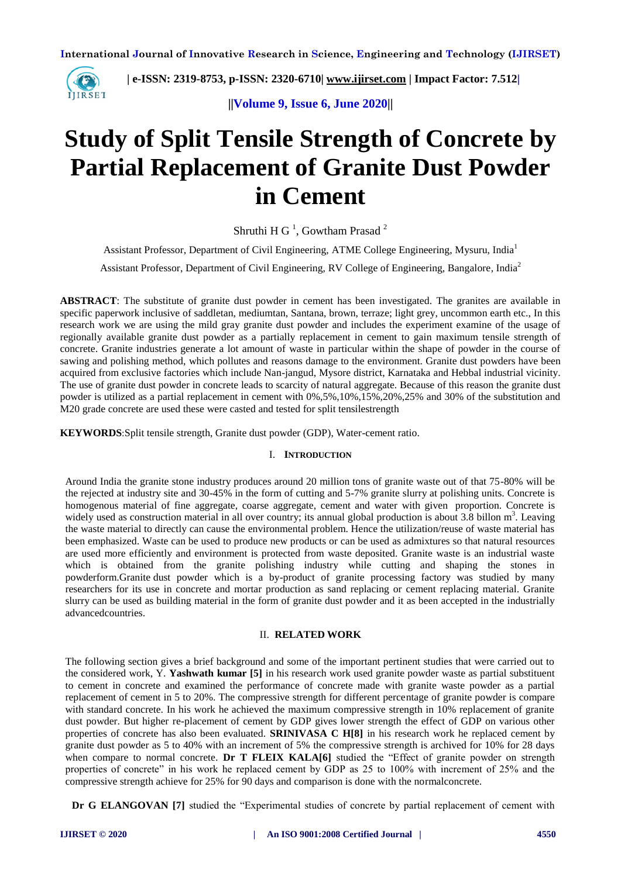# Study of Split Tensile Strength of Concrete by Partial Replacement of Granite Dust Powder in Cement

Shruthi H G [1], Gowtham Prasad [2]

Assistant Professor, Department of Civil Engineering, ATME College Engineering, Mysuru, India[1]

Assistant Professor, Department of Civil Engineering, RV College of Engineering, Bangalore, India[2]

**ABSTRACT**: The substitute of granite dust powder in cement has been investigated. The granites are available in specific paperwork inclusive of saddletan, mediumtan, Santana, brown, terraze; light grey, uncommon earth etc., In this research work we are using the mild gray granite dust powder and includes the experiment examine of the usage of regionally available granite dust powder as a partially replacement in cement to gain maximum tensile strength of concrete. Granite industries generate a lot amount of waste in particular within the shape of powder in the course of sawing and polishing method, which pollutes and reasons damage to the environment. Granite dust powders have been acquired from exclusive factories which include Nan-jangud, Mysore district, Karnataka and Hebbal industrial vicinity. The use of granite dust powder in concrete leads to scarcity of natural aggregate. Because of this reason the granite dust powder is utilized as a partial replacement in cement with 0%,5%,10%,15%,20%,25% and 30% of the substitution and M20 grade concrete are used these were casted and tested for split tensilestrength

**KEYWORDS**:Split tensile strength, Granite dust powder (GDP), Water-cement ratio.

## I. INTRODUCTION

Around India the granite stone industry produces around 20 million tons of granite waste out of that 75-80% will be the rejected at industry site and 30-45% in the form of cutting and 5-7% granite slurry at polishing units. Concrete is homogenous material of fine aggregate, coarse aggregate, cement and water with given proportion. Concrete is widely used as construction material in all over country; its annual global production is about 3.8 billon $m^3$. Leaving the waste material to directly can cause the environmental problem. Hence the utilization/reuse of waste material has been emphasized. Waste can be used to produce new products or can be used as admixtures so that natural resources are used more efficiently and environment is protected from waste deposited. Granite waste is an industrial waste which is obtained from the granite polishing industry while cutting and shaping the stones in powderform.Granite dust powder which is a by-product of granite processing factory was studied by many researchers for its use in concrete and mortar production as sand replacing or cement replacing material. Granite slurry can be used as building material in the form of granite dust powder and it as been accepted in the industrially advancedcountries.

## II. RELATED WORK

The following section gives a brief background and some of the important pertinent studies that were carried out to the considered work, Y. **Yashwath kumar [5]** in his research work used granite powder waste as partial substituent to cement in concrete and examined the performance of concrete made with granite waste powder as a partial replacement of cement in 5 to 20%. The compressive strength for different percentage of granite powder is compare with standard concrete. In his work he achieved the maximum compressive strength in 10% replacement of granite dust powder. But higher re-placement of cement by GDP gives lower strength the effect of GDP on various other properties of concrete has also been evaluated. **SRINIVASA C H[8]** in his research work he replaced cement by granite dust powder as 5 to 40% with an increment of 5% the compressive strength is archived for 10% for 28 days when compare to normal concrete. **Dr T FLEIX KALA[6]** studied the "Effect of granite powder on strength properties of concrete" in his work he replaced cement by GDP as 25 to 100% with increment of 25% and the compressive strength achieve for 25% for 90 days and comparison is done with the normalconcrete.

**Dr G ELANGOVAN [7]** studied the "Experimental studies of concrete by partial replacement of cement with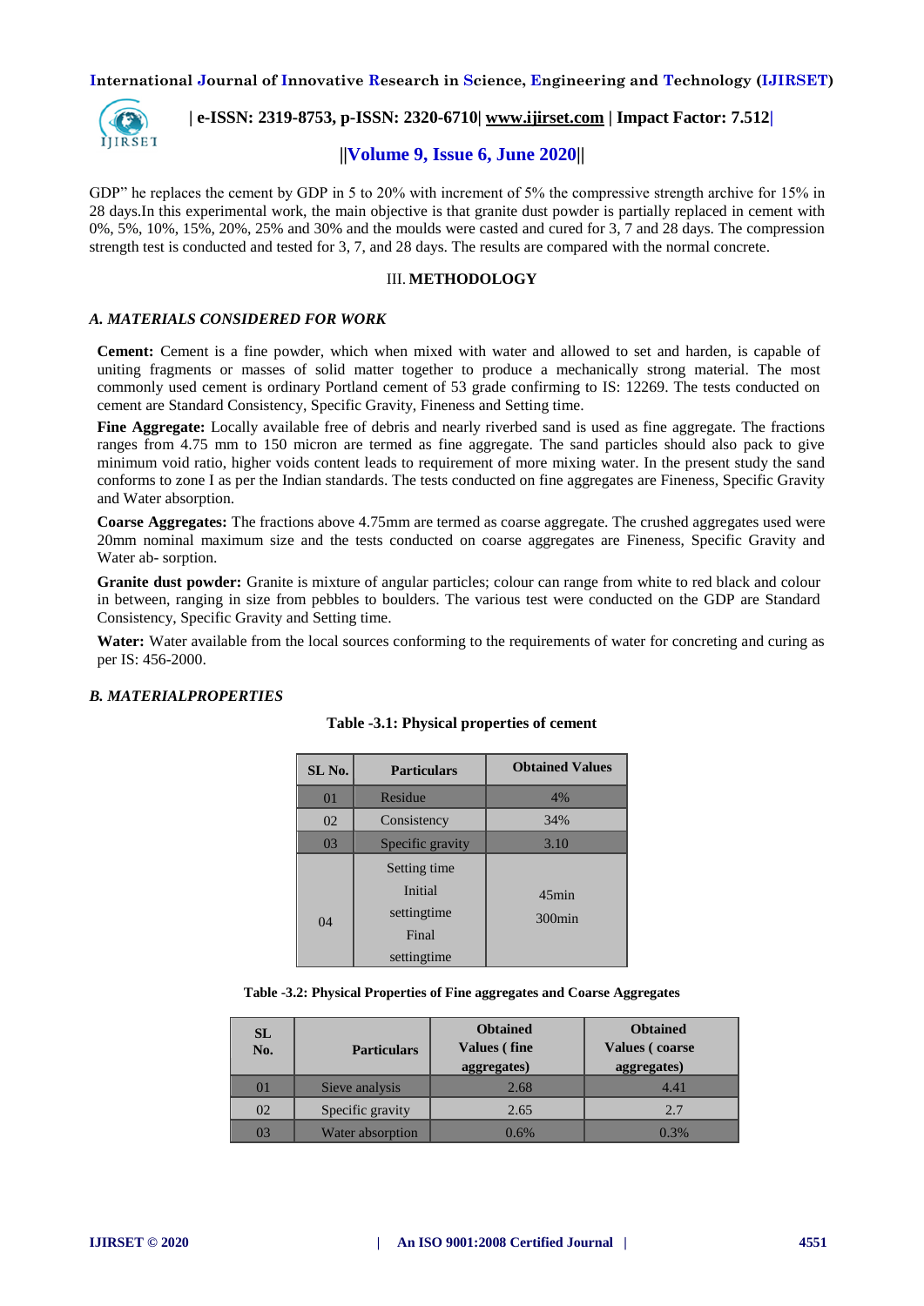GDP" he replaces the cement by GDP in 5 to 20% with increment of 5% the compressive strength archive for 15% in 28 days.In this experimental work, the main objective is that granite dust powder is partially replaced in cement with 0%, 5%, 10%, 15%, 20%, 25% and 30% and the moulds were casted and cured for 3, 7 and 28 days. The compression strength test is conducted and tested for 3, 7, and 28 days. The results are compared with the normal concrete.

## III. METHODOLOGY

### *A. MATERIALS CONSIDERED FOR WORK*

**Cement:** Cement is a fine powder, which when mixed with water and allowed to set and harden, is capable of uniting fragments or masses of solid matter together to produce a mechanically strong material. The most commonly used cement is ordinary Portland cement of 53 grade confirming to IS: 12269. The tests conducted on cement are Standard Consistency, Specific Gravity, Fineness and Setting time.

**Fine Aggregate:** Locally available free of debris and nearly riverbed sand is used as fine aggregate. The fractions ranges from 4.75 mm to 150 micron are termed as fine aggregate. The sand particles should also pack to give minimum void ratio, higher voids content leads to requirement of more mixing water. In the present study the sand conforms to zone I as per the Indian standards. The tests conducted on fine aggregates are Fineness, Specific Gravity and Water absorption.

**Coarse Aggregates:** The fractions above 4.75mm are termed as coarse aggregate. The crushed aggregates used were 20mm nominal maximum size and the tests conducted on coarse aggregates are Fineness, Specific Gravity and Water ab- sorption.

**Granite dust powder:** Granite is mixture of angular particles; colour can range from white to red black and colour in between, ranging in size from pebbles to boulders. The various test were conducted on the GDP are Standard Consistency, Specific Gravity and Setting time.

**Water:** Water available from the local sources conforming to the requirements of water for concreting and curing as per IS: 456-2000.

### *B. MATERIALPROPERTIES*

**Table -3.1: Physical properties of cement**

| SL No. | Particulars | Obtained Values |
|---|---|---|
| 01 | Residue | 4% |
| 02 | Consistency | 34% |
| 03 | Specific gravity | 3.10 |
| 04 | Setting time<br>Initial settingtime<br>Final settingtime | 45min<br>300min |

**Table -3.2: Physical Properties of Fine aggregates and Coarse Aggregates**

| SL No. | Particulars | Obtained Values ( fine aggregates) | Obtained Values ( coarse aggregates) |
|---|---|---|---|
| 01 | Sieve analysis | 2.68 | 4.41 |
| 02 | Specific gravity | 2.65 | 2.7 |
| 03 | Water absorption | 0.6% | 0.3% |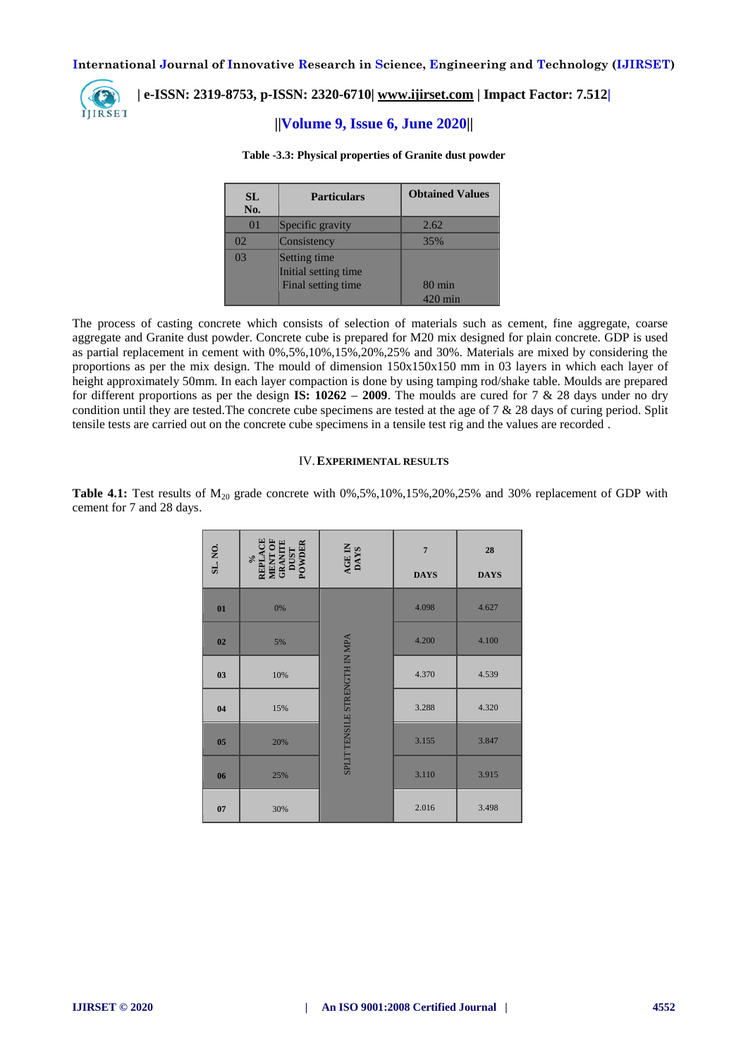**Table -3.3: Physical properties of Granite dust powder**

| SL No. | Particulars | Obtained Values |
|---|---|---|
| 01 | Specific gravity | 2.62 |
| 02 | Consistency | 35% |
| 03 | Setting time<br>Initial setting time<br>Final setting time | <br>80 min<br>420 min |

The process of casting concrete which consists of selection of materials such as cement, fine aggregate, coarse aggregate and Granite dust powder. Concrete cube is prepared for M20 mix designed for plain concrete. GDP is used as partial replacement in cement with 0%,5%,10%,15%,20%,25% and 30%. Materials are mixed by considering the proportions as per the mix design. The mould of dimension 150x150x150 mm in 03 layers in which each layer of height approximately 50mm. In each layer compaction is done by using tamping rod/shake table. Moulds are prepared for different proportions as per the design **IS: 10262 – 2009**. The moulds are cured for 7 & 28 days under no dry condition until they are tested.The concrete cube specimens are tested at the age of 7 & 28 days of curing period. Split tensile tests are carried out on the concrete cube specimens in a tensile test rig and the values are recorded .

## IV. EXPERIMENTAL RESULTS

**Table 4.1:** Test results of $M_{20}$ grade concrete with 0%,5%,10%,15%,20%,25% and 30% replacement of GDP with cement for 7 and 28 days.

| SL. NO. | % REPLACE MENT OF GRANITE DUST POWDER | AGE IN DAYS | 7 DAYS | 28 DAYS |
|---|---|---|---|---|
| 01 | 0% | SPLIT TENSILE STRENGTH IN MPA | 4.098 | 4.627 |
| 02 | 5% | | 4.200 | 4.100 |
| 03 | 10% | | 4.370 | 4.539 |
| 04 | 15% | | 3.288 | 4.320 |
| 05 | 20% | | 3.155 | 3.847 |
| 06 | 25% | | 3.110 | 3.915 |
| 07 | 30% | | 2.016 | 3.498 |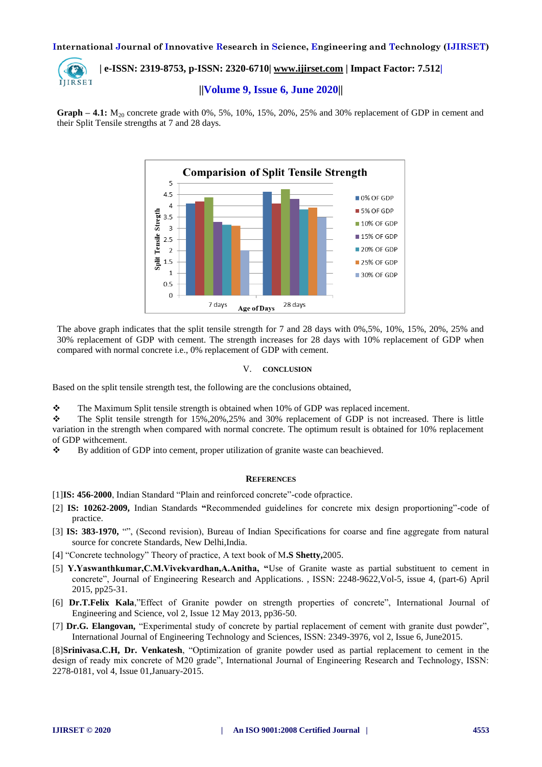**Graph – 4.1:** $M_{20}$ concrete grade with 0%, 5%, 10%, 15%, 20%, 25% and 30% replacement of GDP in cement and their Split Tensile strengths at 7 and 28 days.

Comparision of Split Tensile Strength

Split Tensile Stregth

5
4.5
4
3.5
3
2.5
2
1.5
1
0.5
0

7 days
28 days

Age of Days

0% OF GDP
5% OF GDP
10% OF GDP
15% OF GDP
20% OF GDP
25% OF GDP
30% OF GDP

The above graph indicates that the split tensile strength for 7 and 28 days with 0%,5%, 10%, 15%, 20%, 25% and 30% replacement of GDP with cement. The strength increases for 28 days with 10% replacement of GDP when compared with normal concrete i.e., 0% replacement of GDP with cement.

## V. CONCLUSION

Based on the split tensile strength test, the following are the conclusions obtained,

- The Maximum Split tensile strength is obtained when 10% of GDP was replaced incement.
- The Split tensile strength for 15%,20%,25% and 30% replacement of GDP is not increased. There is little variation in the strength when compared with normal concrete. The optimum result is obtained for 10% replacement of GDP withcement.
- By addition of GDP into cement, proper utilization of granite waste can beachieved.

## REFERENCES

[1]**IS: 456-2000**, Indian Standard "Plain and reinforced concrete"-code ofpractice.

[2] **IS: 10262-2009,** Indian Standards **"**Recommended guidelines for concrete mix design proportioning"-code of practice.

[3] **IS: 383-1970,** "", (Second revision), Bureau of Indian Specifications for coarse and fine aggregate from natural source for concrete Standards, New Delhi,India.

[4] "Concrete technology" Theory of practice, A text book of M**.S Shetty,**2005.

[5] **Y.Yaswanthkumar,C.M.Vivekvardhan,A.Anitha, "**Use of Granite waste as partial substituent to cement in concrete", Journal of Engineering Research and Applications. , ISSN: 2248-9622,Vol-5, issue 4, (part-6) April 2015, pp25-31.

[6] **Dr.T.Felix Kala**,"Effect of Granite powder on strength properties of concrete", International Journal of Engineering and Science, vol 2, Issue 12 May 2013, pp36-50.

[7] **Dr.G. Elangovan,** "Experimental study of concrete by partial replacement of cement with granite dust powder", International Journal of Engineering Technology and Sciences, ISSN: 2349-3976, vol 2, Issue 6, June2015.

[8]**Srinivasa.C.H, Dr. Venkatesh**, "Optimization of granite powder used as partial replacement to cement in the design of ready mix concrete of M20 grade", International Journal of Engineering Research and Technology, ISSN: 2278-0181, vol 4, Issue 01,January-2015.